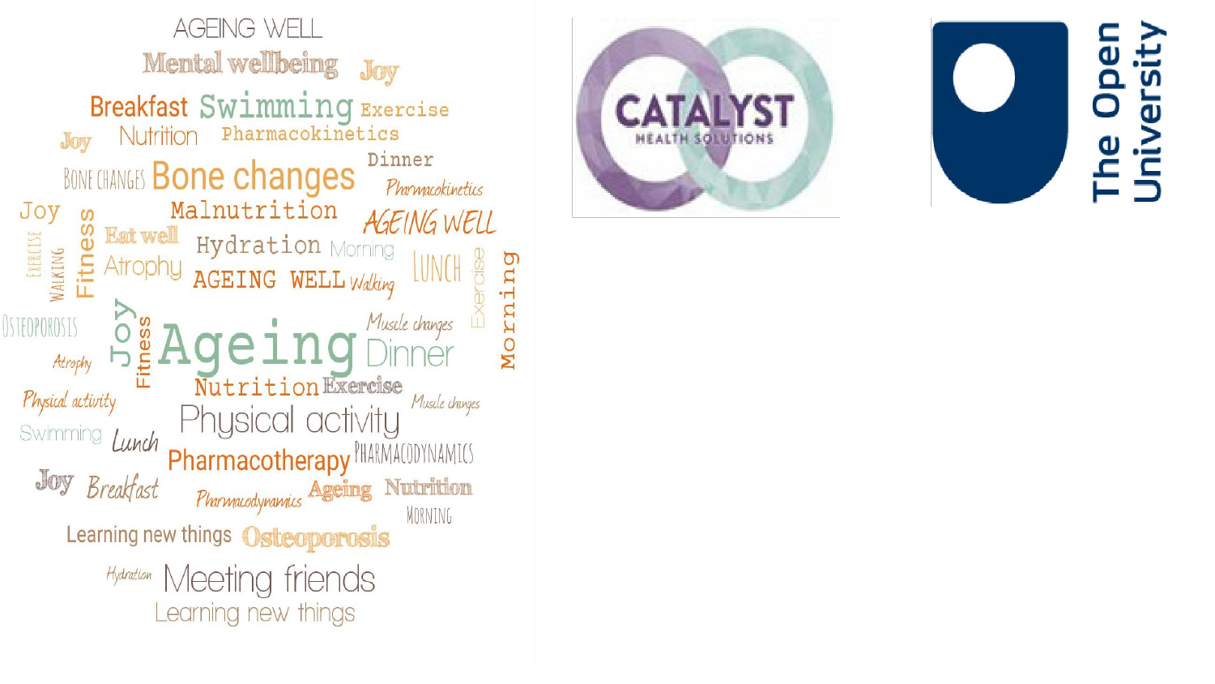AGEING WELL

Mental wellbeing Joy

Breakfast Swimming Exercise

Joy Nutrition Pharmacokinetics

Dinner

BONE CHANGES Bone changes Pharmacokinetics

Joy Malnutrition AGEING WELL

EXERCISE WALKING Fitness Eat well Hydration Morning

Atrophy AGEING WELL Walking LUNCH Exercise Morning

OSTEOPOROSIS Joy Fitness Ageing Muscle changes Dinner

Atrophy

Nutrition Exercise

Physical activity Muscle changes

Swimming Lunch Physical activity

Pharmacotherapy PHARMACODYNAMICS

Joy Breakfast Pharmacodynamics Ageing Nutrition

MORNING

Learning new things Osteoporosis

Hydration Meeting friends

Learning new things

CATALYST HEALTH SOLUTIONS

The Open University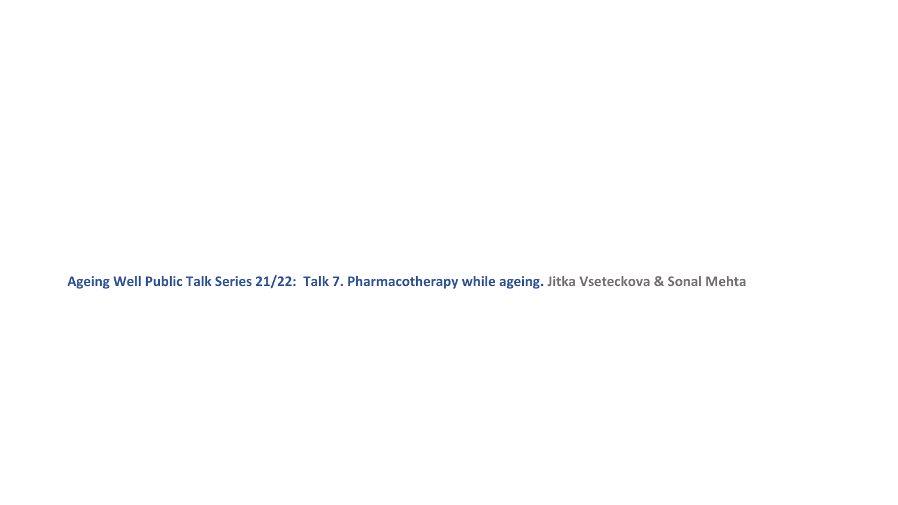**Ageing Well Public Talk Series 21/22: Talk 7. Pharmacotherapy while ageing.** Jitka Vseteckova & Sonal Mehta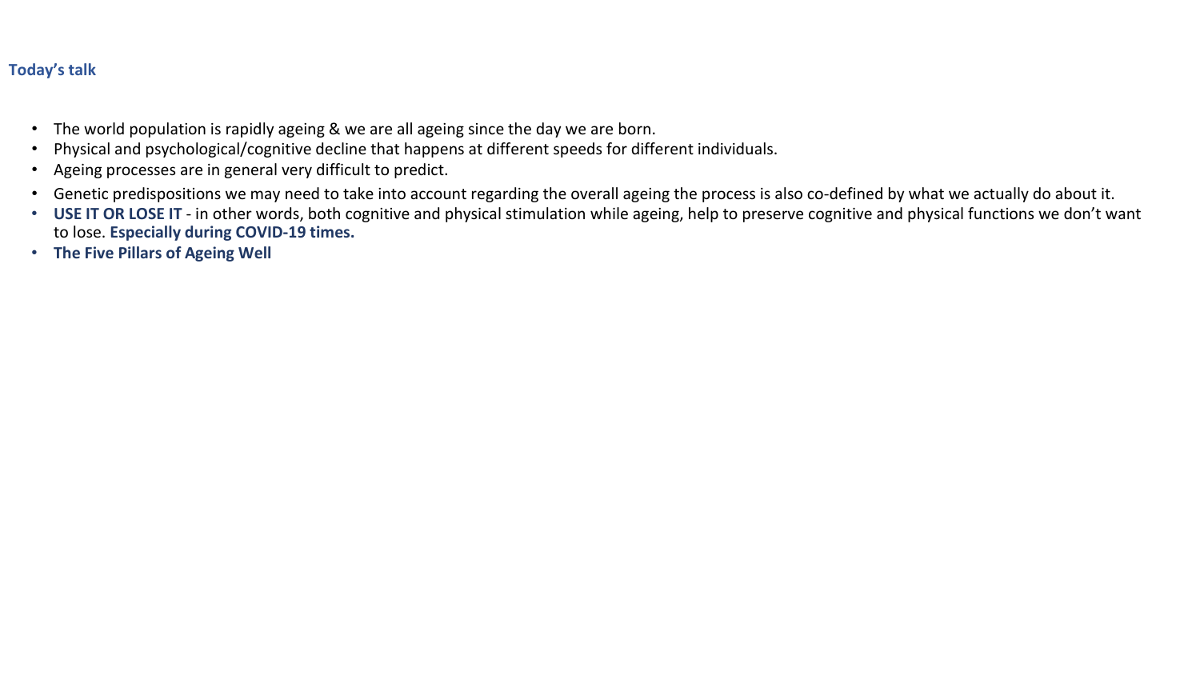## Today's talk

- The world population is rapidly ageing & we are all ageing since the day we are born.
- Physical and psychological/cognitive decline that happens at different speeds for different individuals.
- Ageing processes are in general very difficult to predict.
- Genetic predispositions we may need to take into account regarding the overall ageing the process is also co-defined by what we actually do about it.
- **USE IT OR LOSE IT** - in other words, both cognitive and physical stimulation while ageing, help to preserve cognitive and physical functions we don't want to lose. **Especially during COVID-19 times.**
- **The Five Pillars of Ageing Well**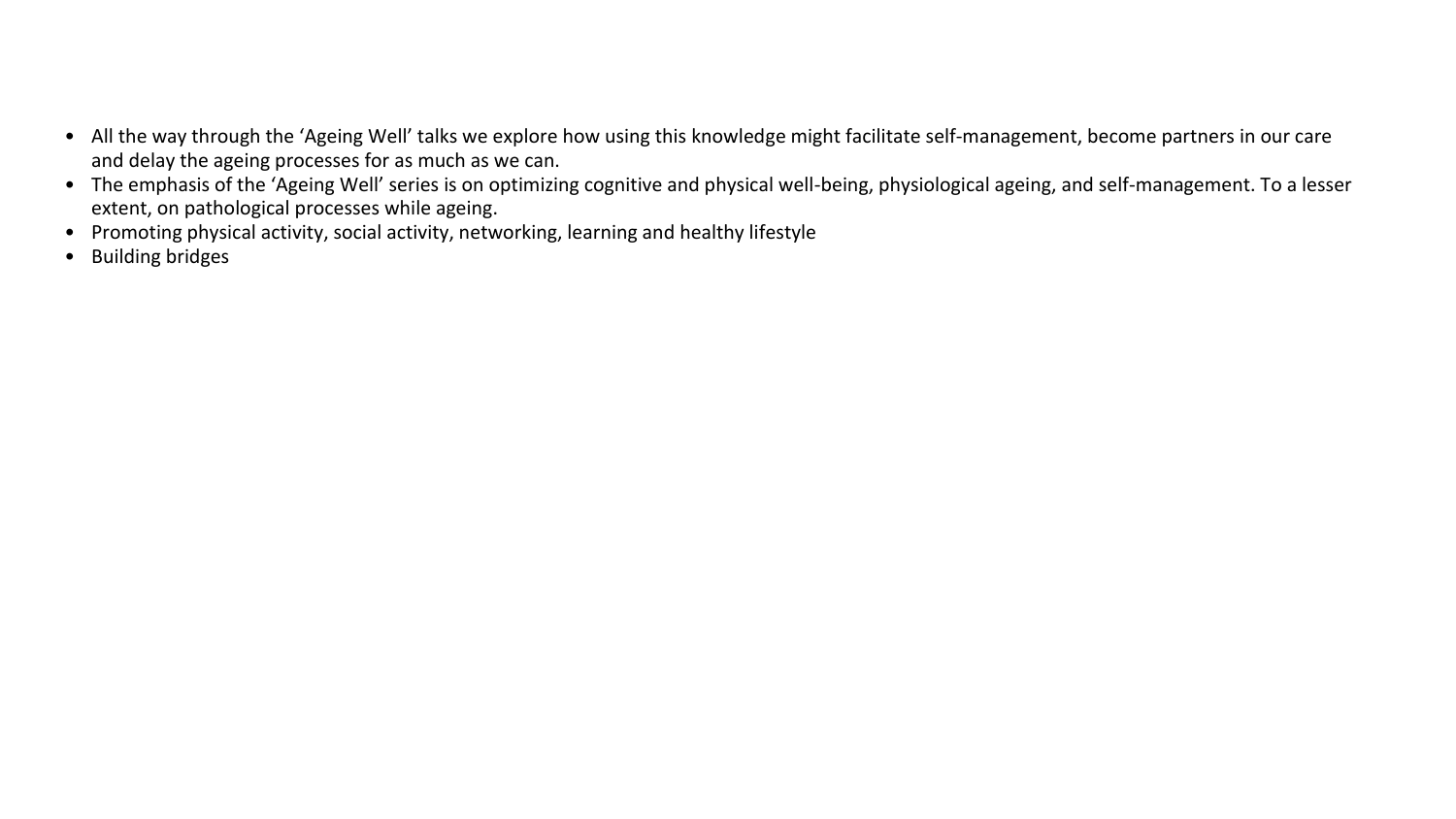- All the way through the ‘Ageing Well’ talks we explore how using this knowledge might facilitate self-management, become partners in our care and delay the ageing processes for as much as we can.
- The emphasis of the ‘Ageing Well’ series is on optimizing cognitive and physical well-being, physiological ageing, and self-management. To a lesser extent, on pathological processes while ageing.
- Promoting physical activity, social activity, networking, learning and healthy lifestyle
- Building bridges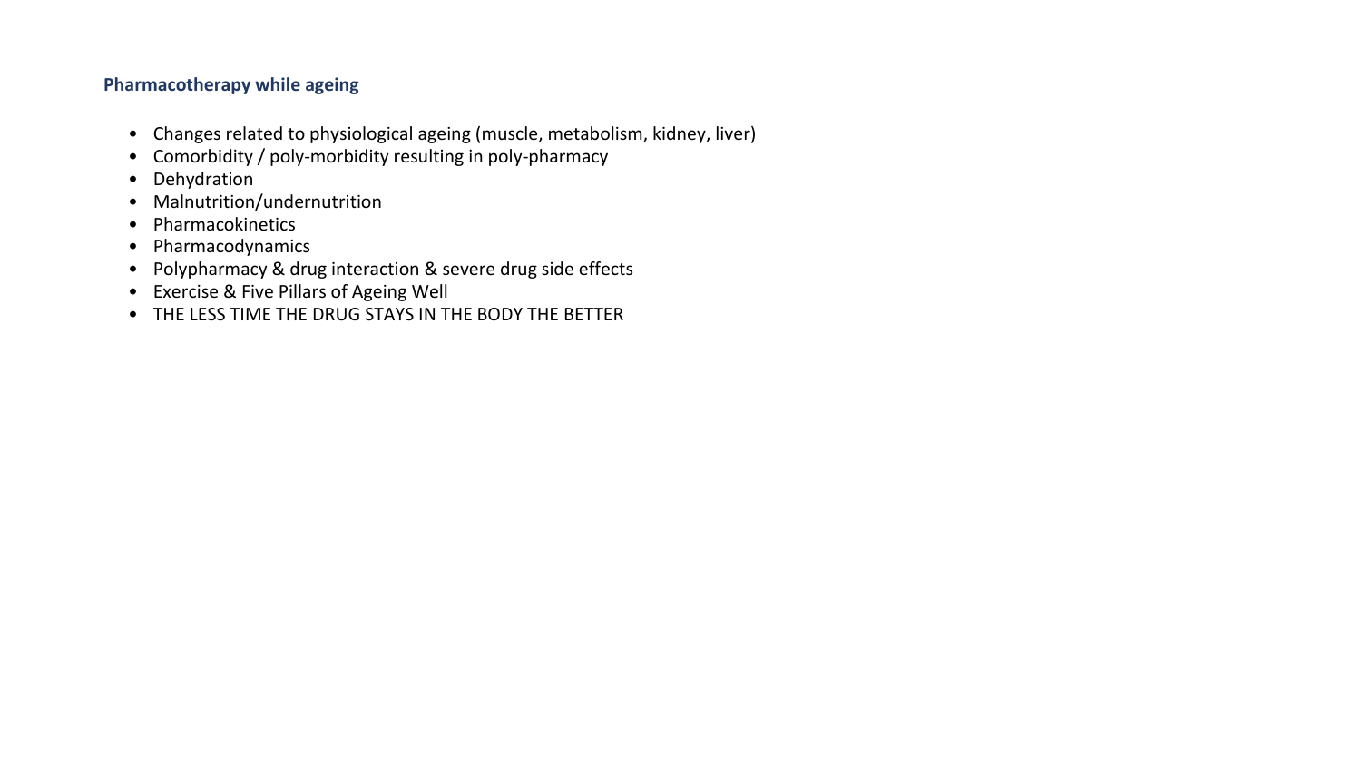**Pharmacotherapy while ageing**

- Changes related to physiological ageing (muscle, metabolism, kidney, liver)
- Comorbidity / poly-morbidity resulting in poly-pharmacy
- Dehydration
- Malnutrition/undernutrition
- Pharmacokinetics
- Pharmacodynamics
- Polypharmacy & drug interaction & severe drug side effects
- Exercise & Five Pillars of Ageing Well
- THE LESS TIME THE DRUG STAYS IN THE BODY THE BETTER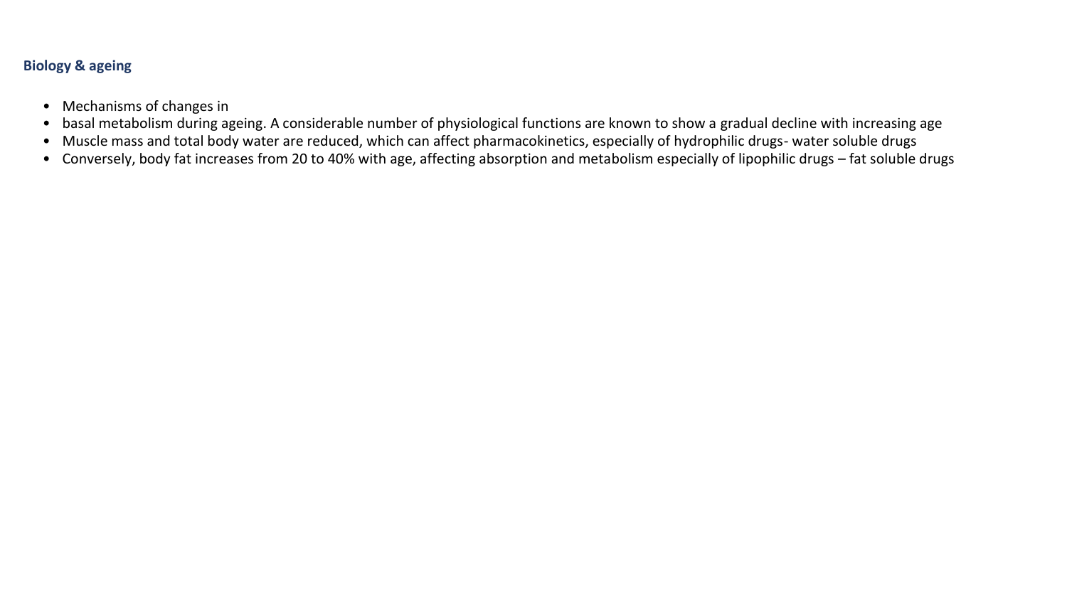**Biology & ageing**

- Mechanisms of changes in
- basal metabolism during ageing. A considerable number of physiological functions are known to show a gradual decline with increasing age
- Muscle mass and total body water are reduced, which can affect pharmacokinetics, especially of hydrophilic drugs- water soluble drugs
- Conversely, body fat increases from 20 to 40% with age, affecting absorption and metabolism especially of lipophilic drugs – fat soluble drugs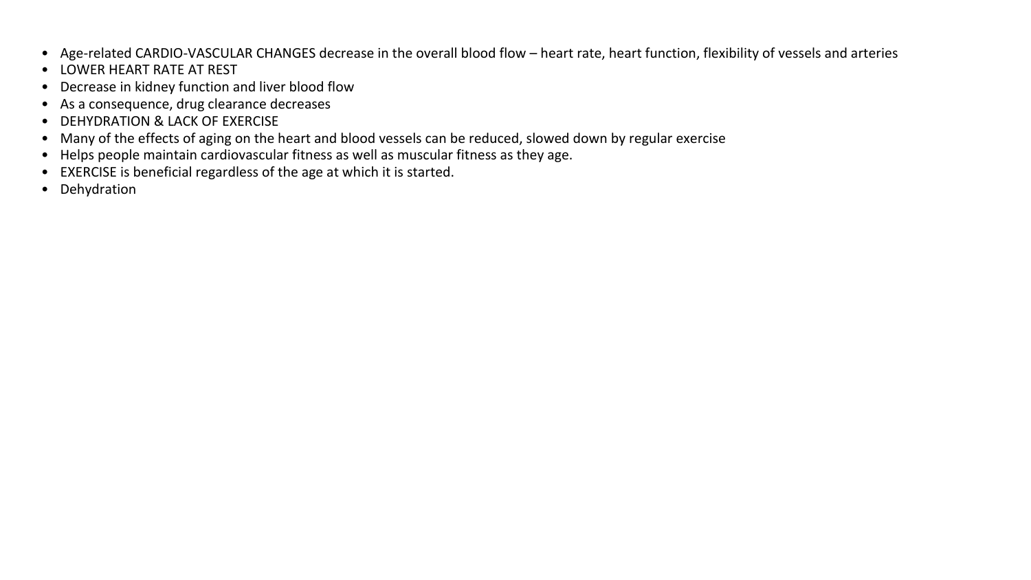- Age-related CARDIO-VASCULAR CHANGES decrease in the overall blood flow – heart rate, heart function, flexibility of vessels and arteries
- LOWER HEART RATE AT REST
- Decrease in kidney function and liver blood flow
- As a consequence, drug clearance decreases
- DEHYDRATION & LACK OF EXERCISE
- Many of the effects of aging on the heart and blood vessels can be reduced, slowed down by regular exercise
- Helps people maintain cardiovascular fitness as well as muscular fitness as they age.
- EXERCISE is beneficial regardless of the age at which it is started.
- Dehydration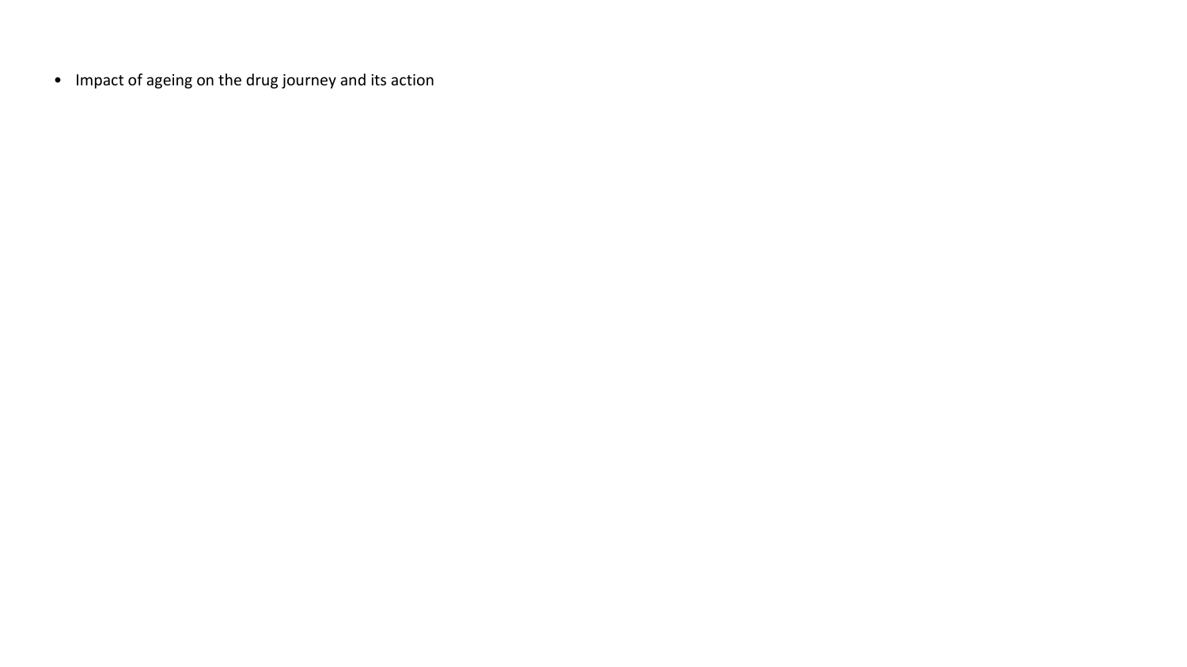- Impact of ageing on the drug journey and its action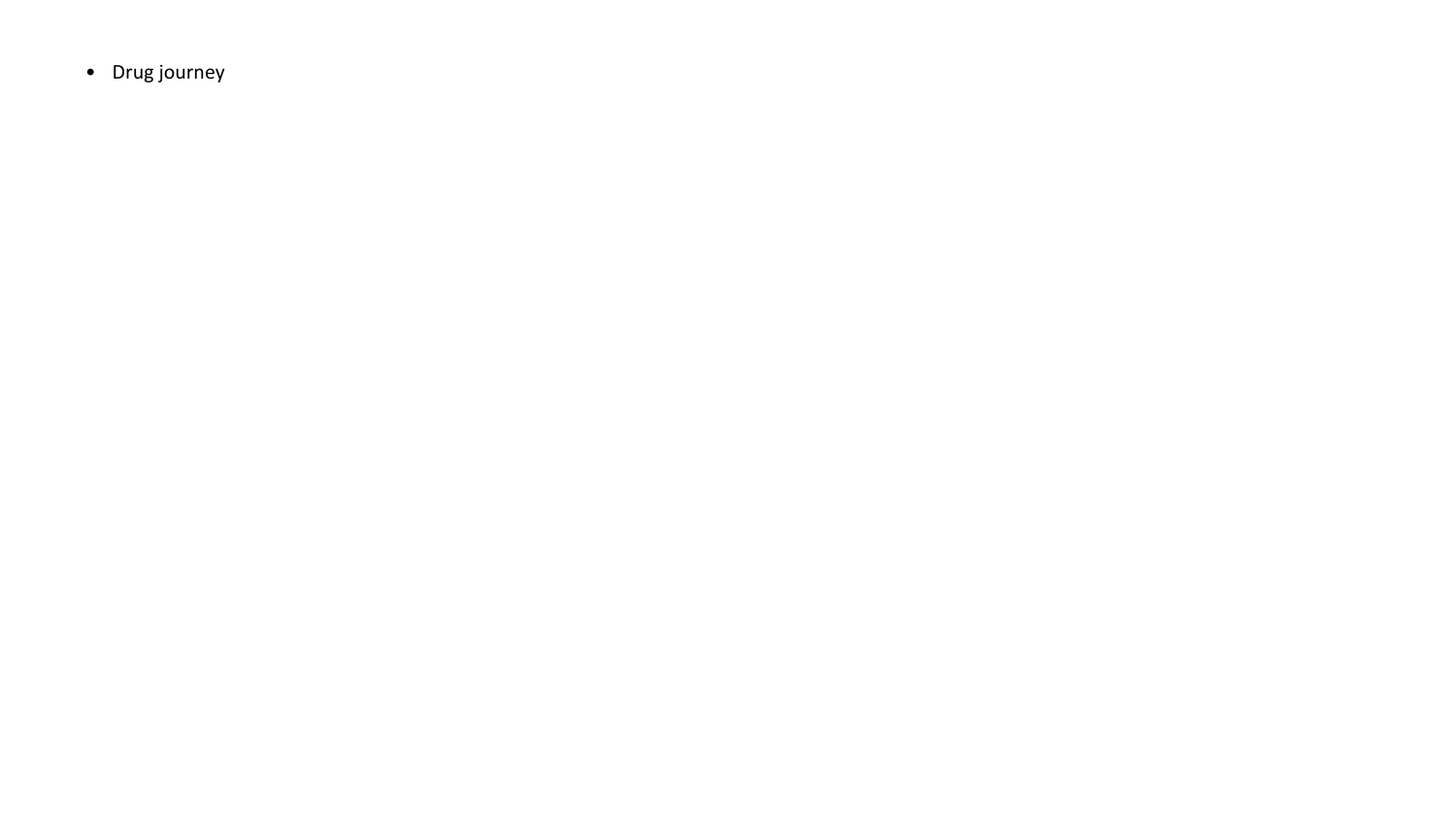- Drug journey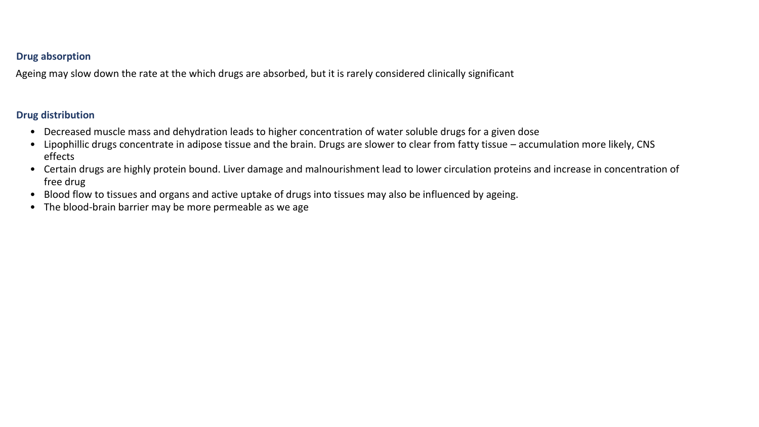### Drug absorption

Ageing may slow down the rate at the which drugs are absorbed, but it is rarely considered clinically significant

### Drug distribution

- Decreased muscle mass and dehydration leads to higher concentration of water soluble drugs for a given dose
- Lipophillic drugs concentrate in adipose tissue and the brain. Drugs are slower to clear from fatty tissue – accumulation more likely, CNS effects
- Certain drugs are highly protein bound. Liver damage and malnourishment lead to lower circulation proteins and increase in concentration of free drug
- Blood flow to tissues and organs and active uptake of drugs into tissues may also be influenced by ageing.
- The blood-brain barrier may be more permeable as we age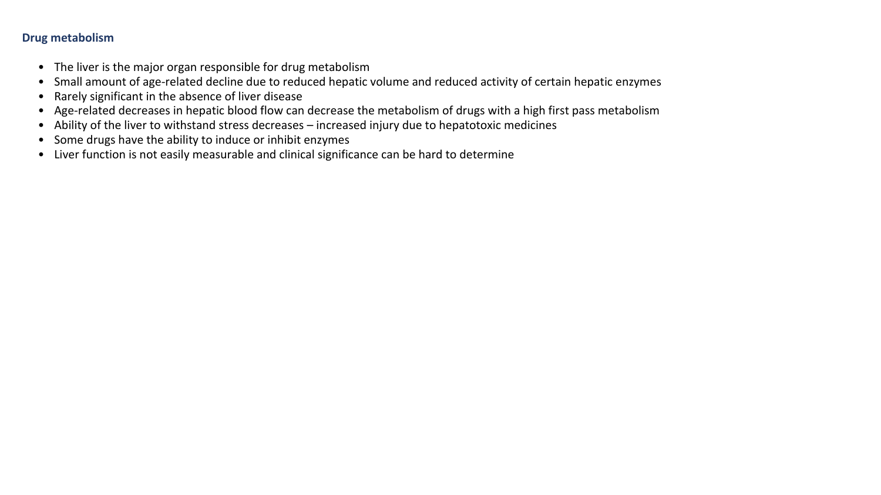## Drug metabolism

- The liver is the major organ responsible for drug metabolism
- Small amount of age-related decline due to reduced hepatic volume and reduced activity of certain hepatic enzymes
- Rarely significant in the absence of liver disease
- Age-related decreases in hepatic blood flow can decrease the metabolism of drugs with a high first pass metabolism
- Ability of the liver to withstand stress decreases – increased injury due to hepatotoxic medicines
- Some drugs have the ability to induce or inhibit enzymes
- Liver function is not easily measurable and clinical significance can be hard to determine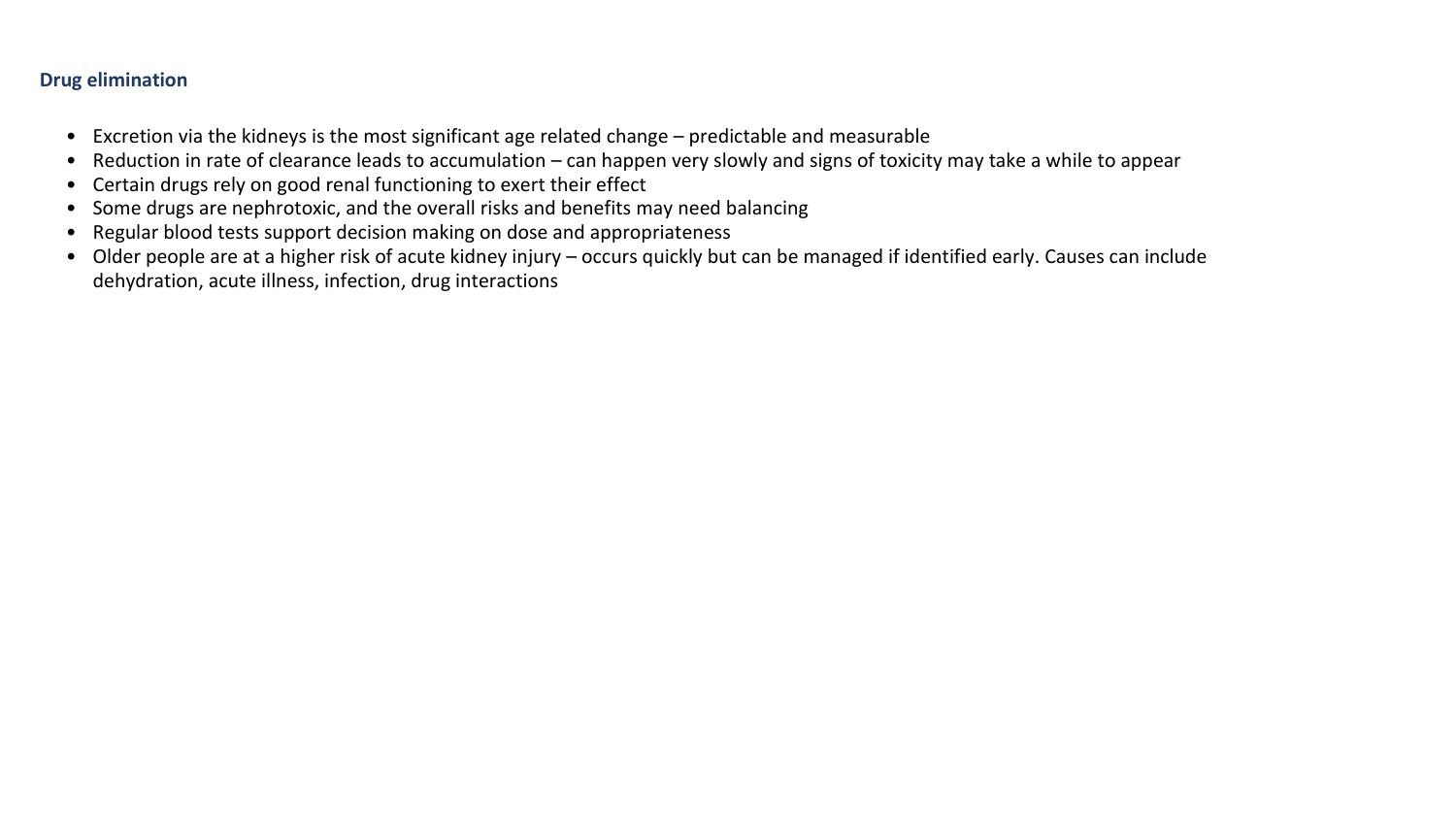**Drug elimination**

- Excretion via the kidneys is the most significant age related change – predictable and measurable
- Reduction in rate of clearance leads to accumulation – can happen very slowly and signs of toxicity may take a while to appear
- Certain drugs rely on good renal functioning to exert their effect
- Some drugs are nephrotoxic, and the overall risks and benefits may need balancing
- Regular blood tests support decision making on dose and appropriateness
- Older people are at a higher risk of acute kidney injury – occurs quickly but can be managed if identified early. Causes can include dehydration, acute illness, infection, drug interactions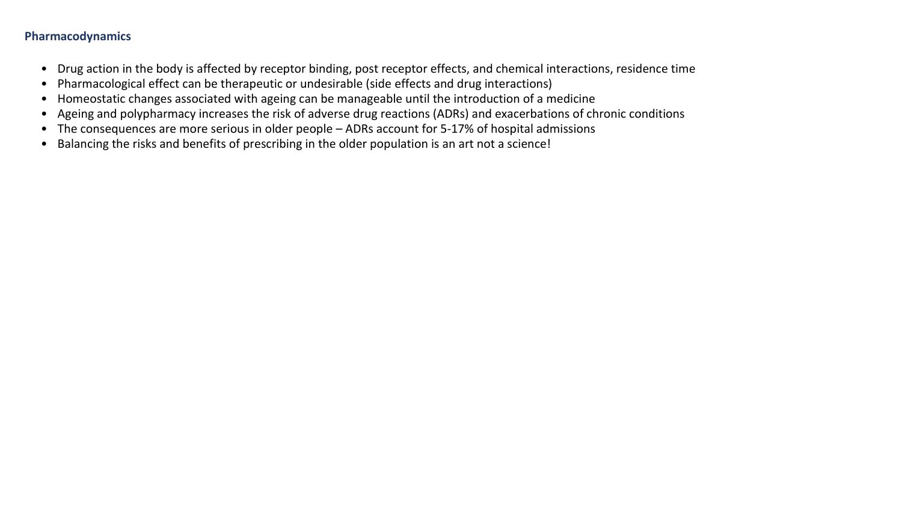### Pharmacodynamics

- Drug action in the body is affected by receptor binding, post receptor effects, and chemical interactions, residence time
- Pharmacological effect can be therapeutic or undesirable (side effects and drug interactions)
- Homeostatic changes associated with ageing can be manageable until the introduction of a medicine
- Ageing and polypharmacy increases the risk of adverse drug reactions (ADRs) and exacerbations of chronic conditions
- The consequences are more serious in older people – ADRs account for 5-17% of hospital admissions
- Balancing the risks and benefits of prescribing in the older population is an art not a science!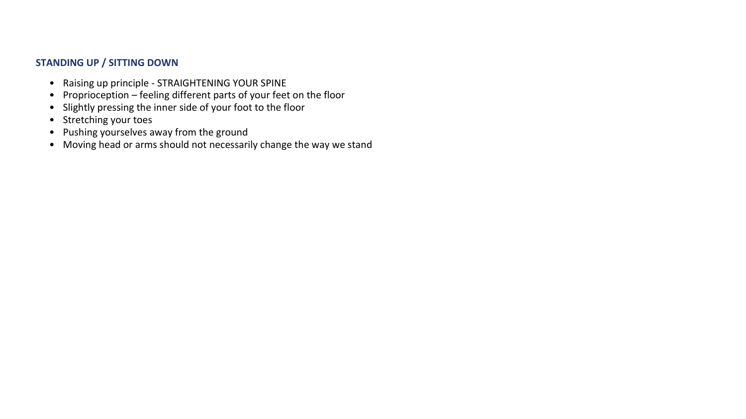## STANDING UP / SITTING DOWN

- Raising up principle - STRAIGHTENING YOUR SPINE
- Proprioception – feeling different parts of your feet on the floor
- Slightly pressing the inner side of your foot to the floor
- Stretching your toes
- Pushing yourselves away from the ground
- Moving head or arms should not necessarily change the way we stand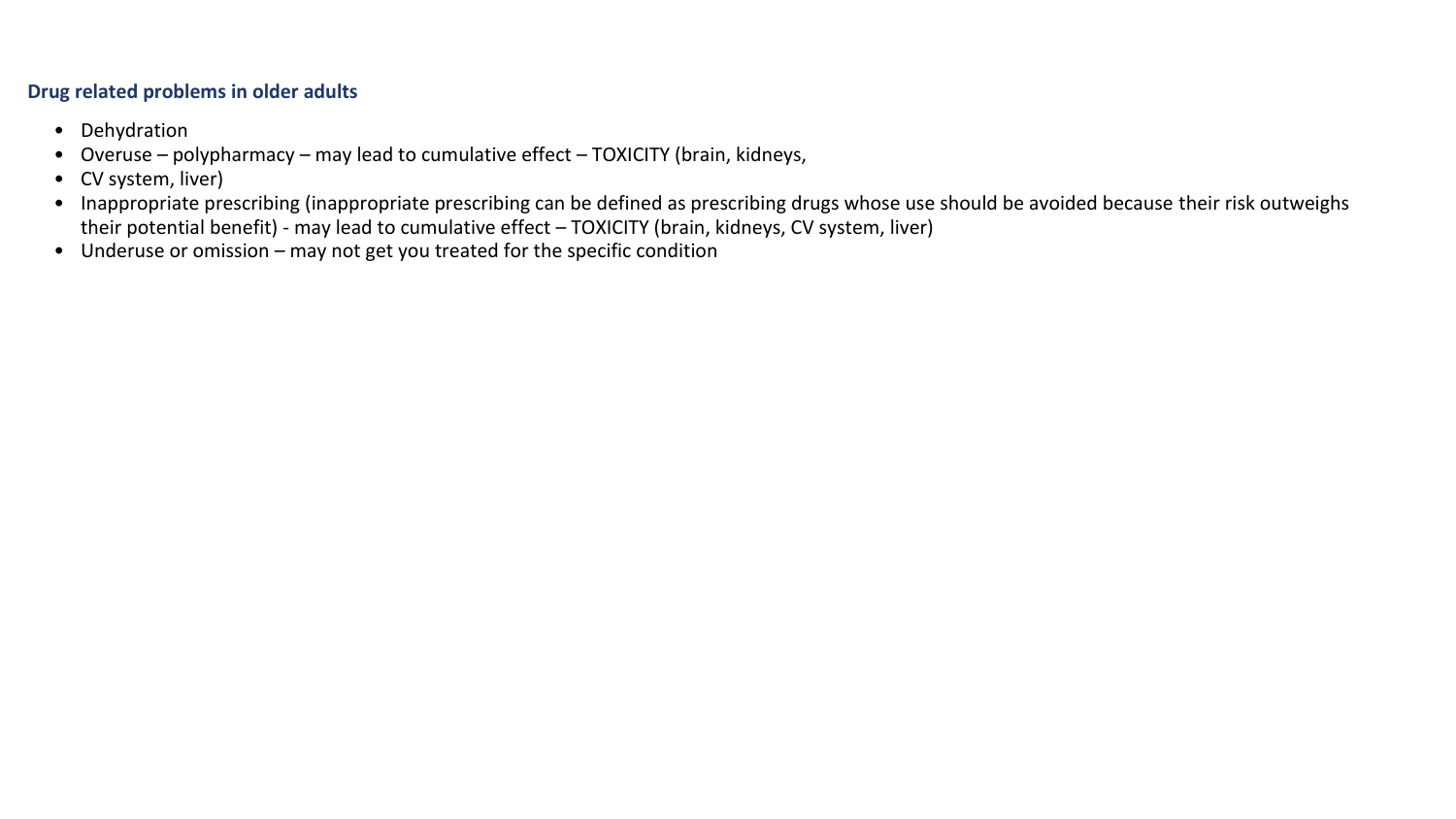**Drug related problems in older adults**

- Dehydration
- Overuse – polypharmacy – may lead to cumulative effect – TOXICITY (brain, kidneys,
- CV system, liver)
- Inappropriate prescribing (inappropriate prescribing can be defined as prescribing drugs whose use should be avoided because their risk outweighs their potential benefit) - may lead to cumulative effect – TOXICITY (brain, kidneys, CV system, liver)
- Underuse or omission – may not get you treated for the specific condition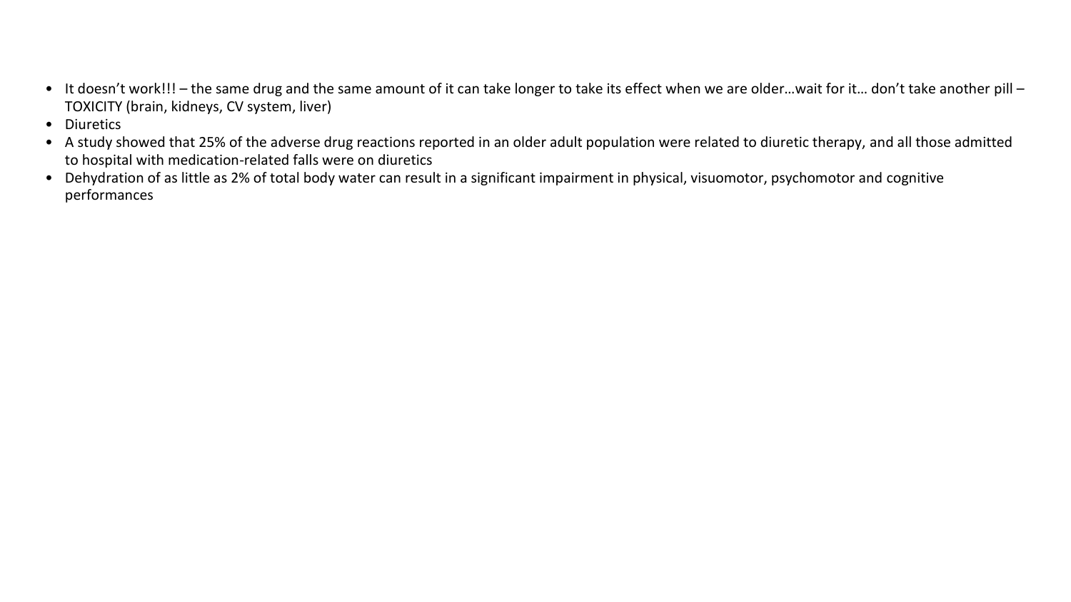- It doesn't work!!! – the same drug and the same amount of it can take longer to take its effect when we are older…wait for it… don't take another pill – TOXICITY (brain, kidneys, CV system, liver)
- Diuretics
- A study showed that 25% of the adverse drug reactions reported in an older adult population were related to diuretic therapy, and all those admitted to hospital with medication-related falls were on diuretics
- Dehydration of as little as 2% of total body water can result in a significant impairment in physical, visuomotor, psychomotor and cognitive performances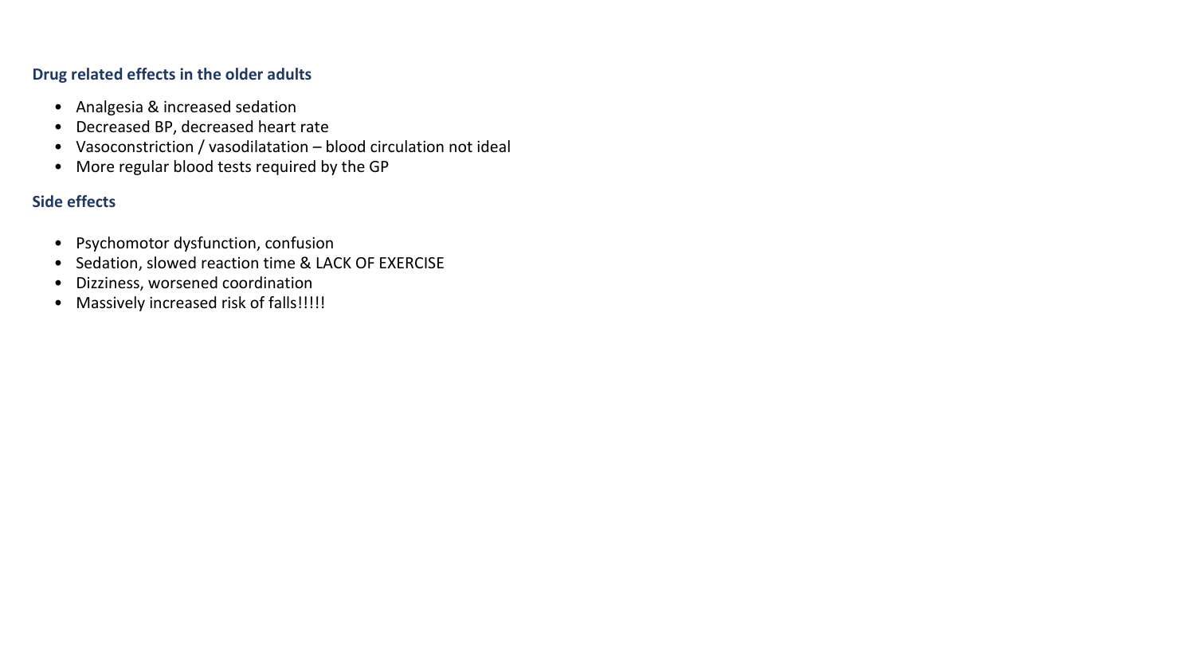## Drug related effects in the older adults

- Analgesia & increased sedation
- Decreased BP, decreased heart rate
- Vasoconstriction / vasodilatation – blood circulation not ideal
- More regular blood tests required by the GP

## Side effects

- Psychomotor dysfunction, confusion
- Sedation, slowed reaction time & LACK OF EXERCISE
- Dizziness, worsened coordination
- Massively increased risk of falls!!!!!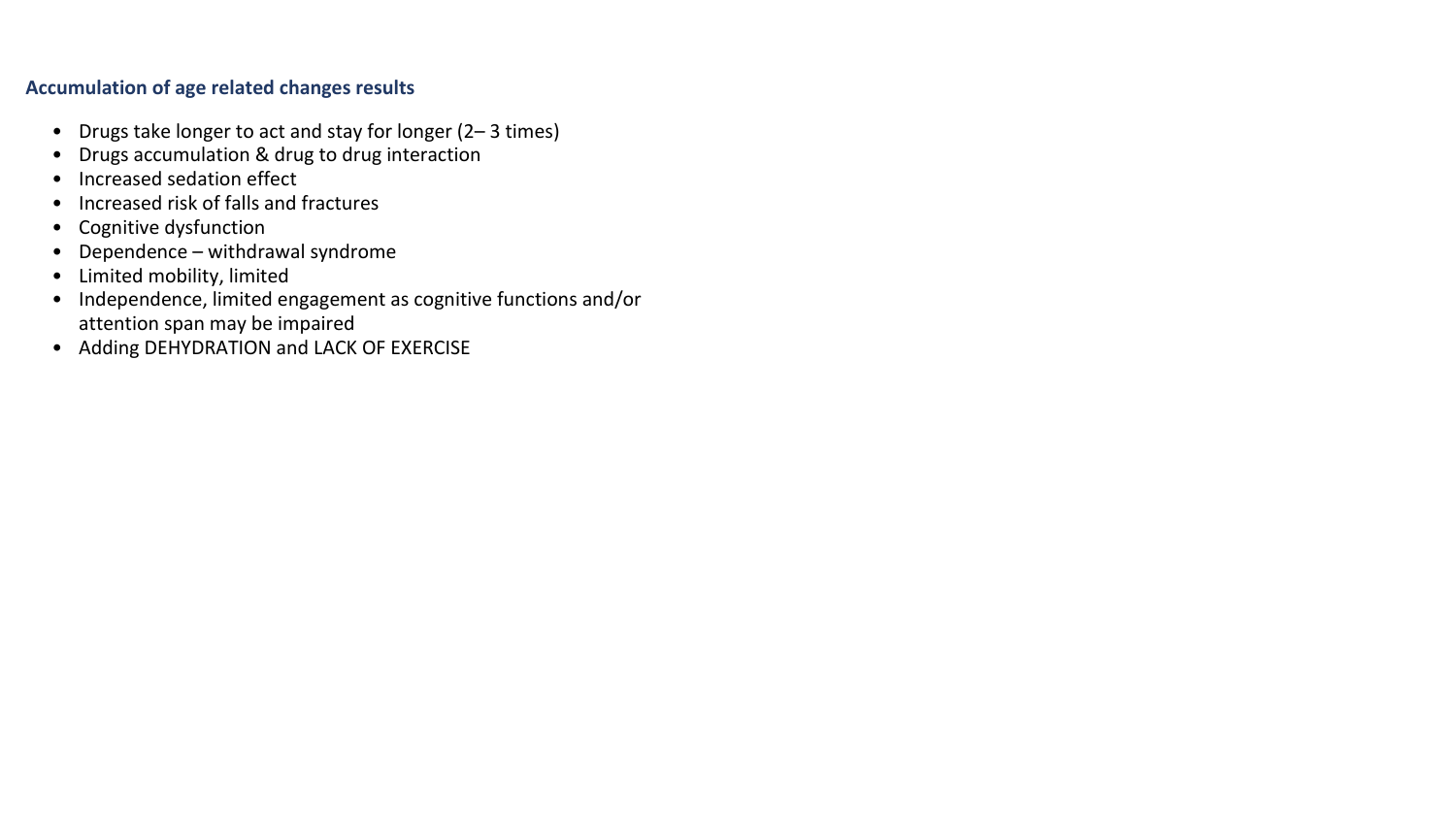**Accumulation of age related changes results**

- Drugs take longer to act and stay for longer (2– 3 times)
- Drugs accumulation & drug to drug interaction
- Increased sedation effect
- Increased risk of falls and fractures
- Cognitive dysfunction
- Dependence – withdrawal syndrome
- Limited mobility, limited
- Independence, limited engagement as cognitive functions and/or attention span may be impaired
- Adding DEHYDRATION and LACK OF EXERCISE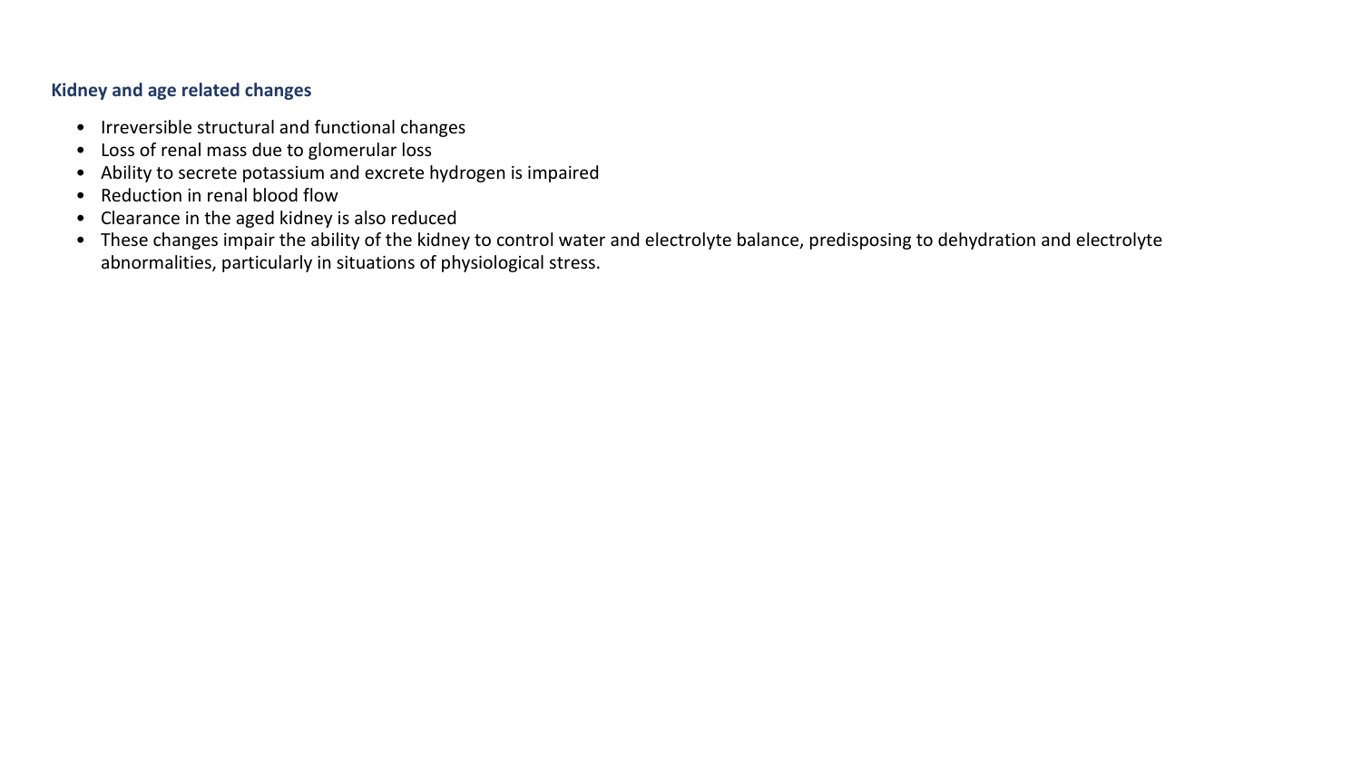### Kidney and age related changes

- Irreversible structural and functional changes
- Loss of renal mass due to glomerular loss
- Ability to secrete potassium and excrete hydrogen is impaired
- Reduction in renal blood flow
- Clearance in the aged kidney is also reduced
- These changes impair the ability of the kidney to control water and electrolyte balance, predisposing to dehydration and electrolyte abnormalities, particularly in situations of physiological stress.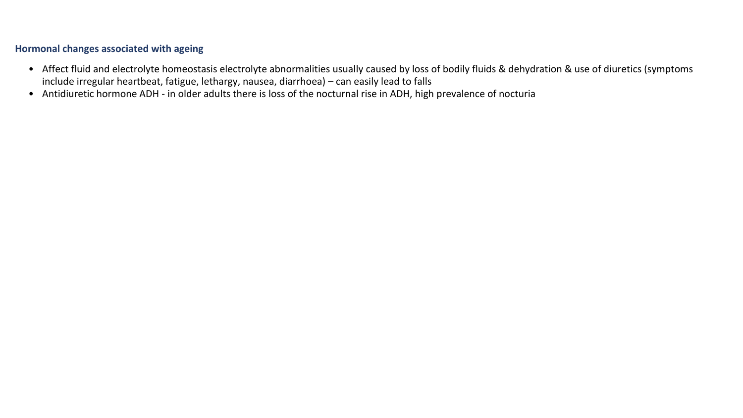### Hormonal changes associated with ageing

- Affect fluid and electrolyte homeostasis electrolyte abnormalities usually caused by loss of bodily fluids & dehydration & use of diuretics (symptoms include irregular heartbeat, fatigue, lethargy, nausea, diarrhoea) – can easily lead to falls
- Antidiuretic hormone ADH - in older adults there is loss of the nocturnal rise in ADH, high prevalence of nocturia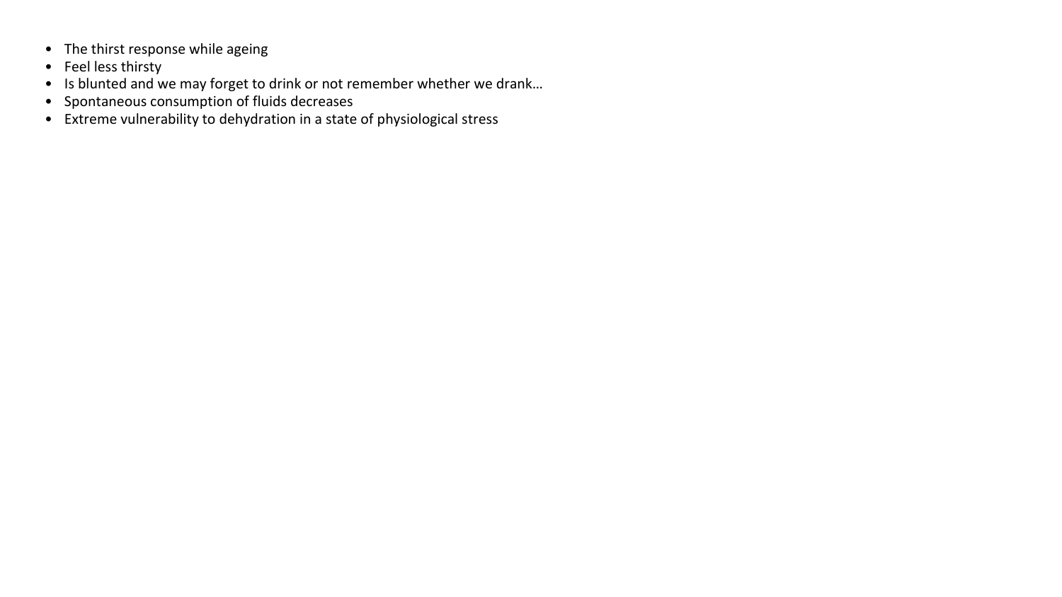- The thirst response while ageing
- Feel less thirsty
- Is blunted and we may forget to drink or not remember whether we drank…
- Spontaneous consumption of fluids decreases
- Extreme vulnerability to dehydration in a state of physiological stress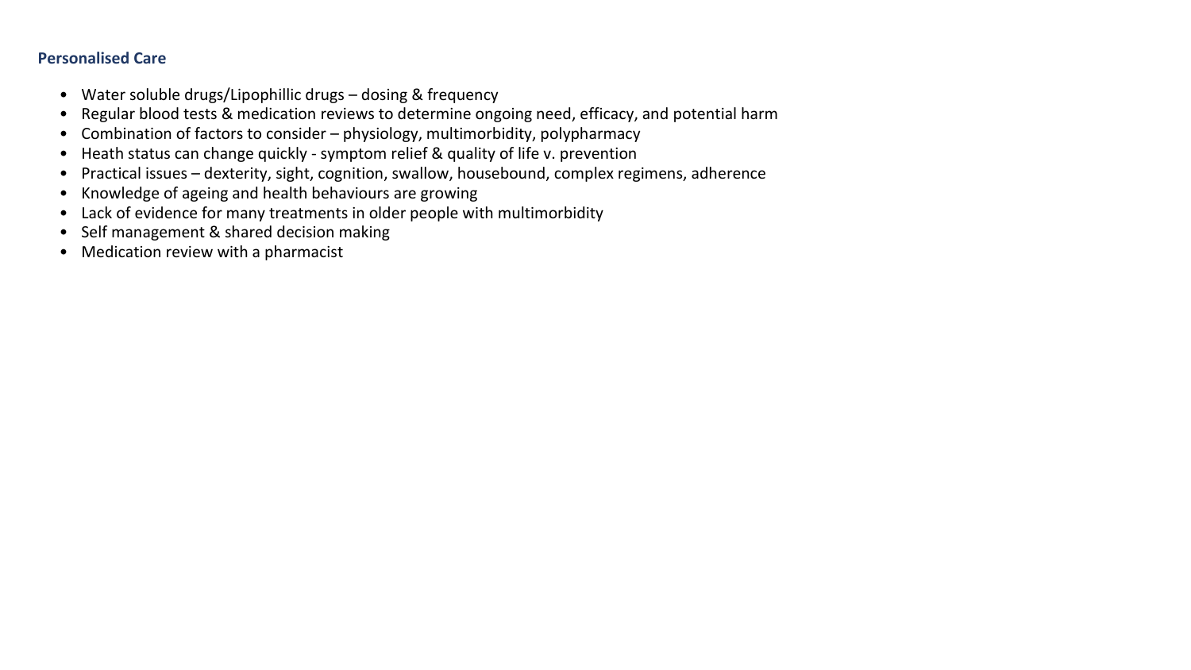**Personalised Care**

- Water soluble drugs/Lipophillic drugs – dosing & frequency
- Regular blood tests & medication reviews to determine ongoing need, efficacy, and potential harm
- Combination of factors to consider – physiology, multimorbidity, polypharmacy
- Heath status can change quickly - symptom relief & quality of life v. prevention
- Practical issues – dexterity, sight, cognition, swallow, housebound, complex regimens, adherence
- Knowledge of ageing and health behaviours are growing
- Lack of evidence for many treatments in older people with multimorbidity
- Self management & shared decision making
- Medication review with a pharmacist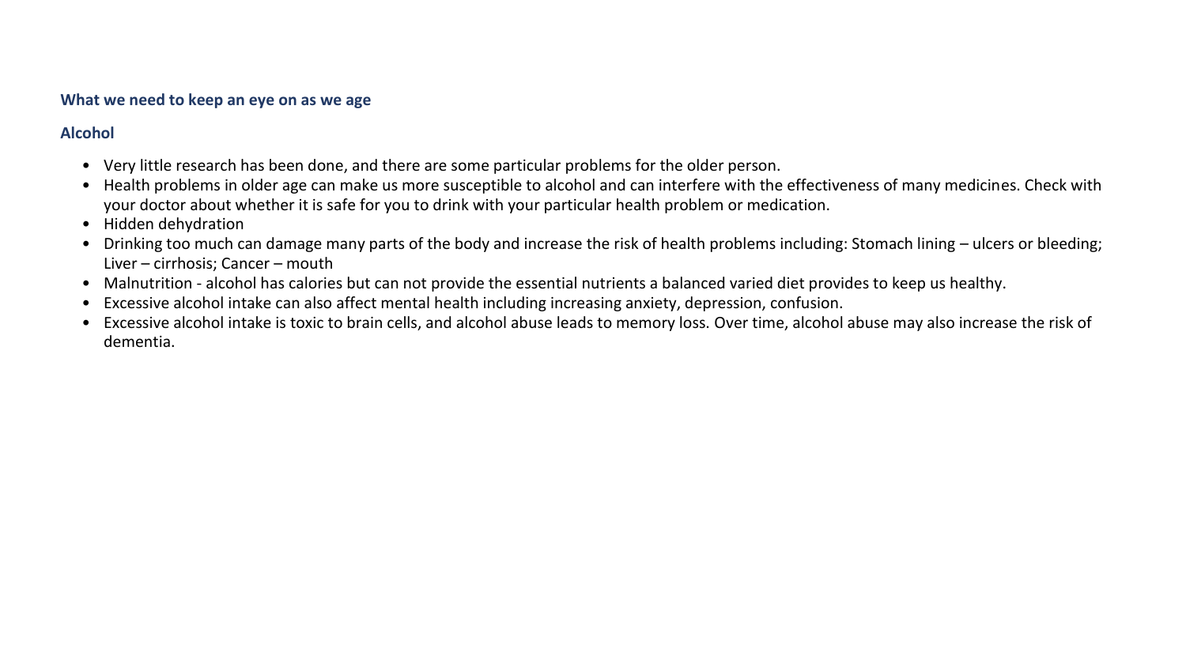**What we need to keep an eye on as we age**

**Alcohol**

- Very little research has been done, and there are some particular problems for the older person.
- Health problems in older age can make us more susceptible to alcohol and can interfere with the effectiveness of many medicines. Check with your doctor about whether it is safe for you to drink with your particular health problem or medication.
- Hidden dehydration
- Drinking too much can damage many parts of the body and increase the risk of health problems including: Stomach lining – ulcers or bleeding; Liver – cirrhosis; Cancer – mouth
- Malnutrition - alcohol has calories but can not provide the essential nutrients a balanced varied diet provides to keep us healthy.
- Excessive alcohol intake can also affect mental health including increasing anxiety, depression, confusion.
- Excessive alcohol intake is toxic to brain cells, and alcohol abuse leads to memory loss. Over time, alcohol abuse may also increase the risk of dementia.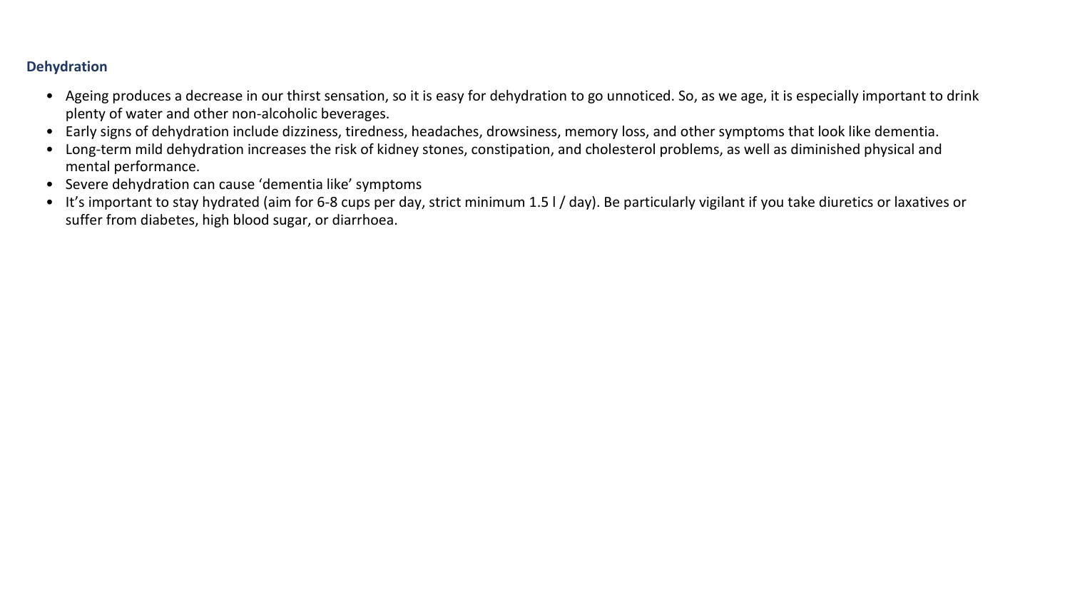### Dehydration

- Ageing produces a decrease in our thirst sensation, so it is easy for dehydration to go unnoticed. So, as we age, it is especially important to drink plenty of water and other non-alcoholic beverages.
- Early signs of dehydration include dizziness, tiredness, headaches, drowsiness, memory loss, and other symptoms that look like dementia.
- Long-term mild dehydration increases the risk of kidney stones, constipation, and cholesterol problems, as well as diminished physical and mental performance.
- Severe dehydration can cause 'dementia like' symptoms
- It's important to stay hydrated (aim for 6-8 cups per day, strict minimum 1.5 l / day). Be particularly vigilant if you take diuretics or laxatives or suffer from diabetes, high blood sugar, or diarrhoea.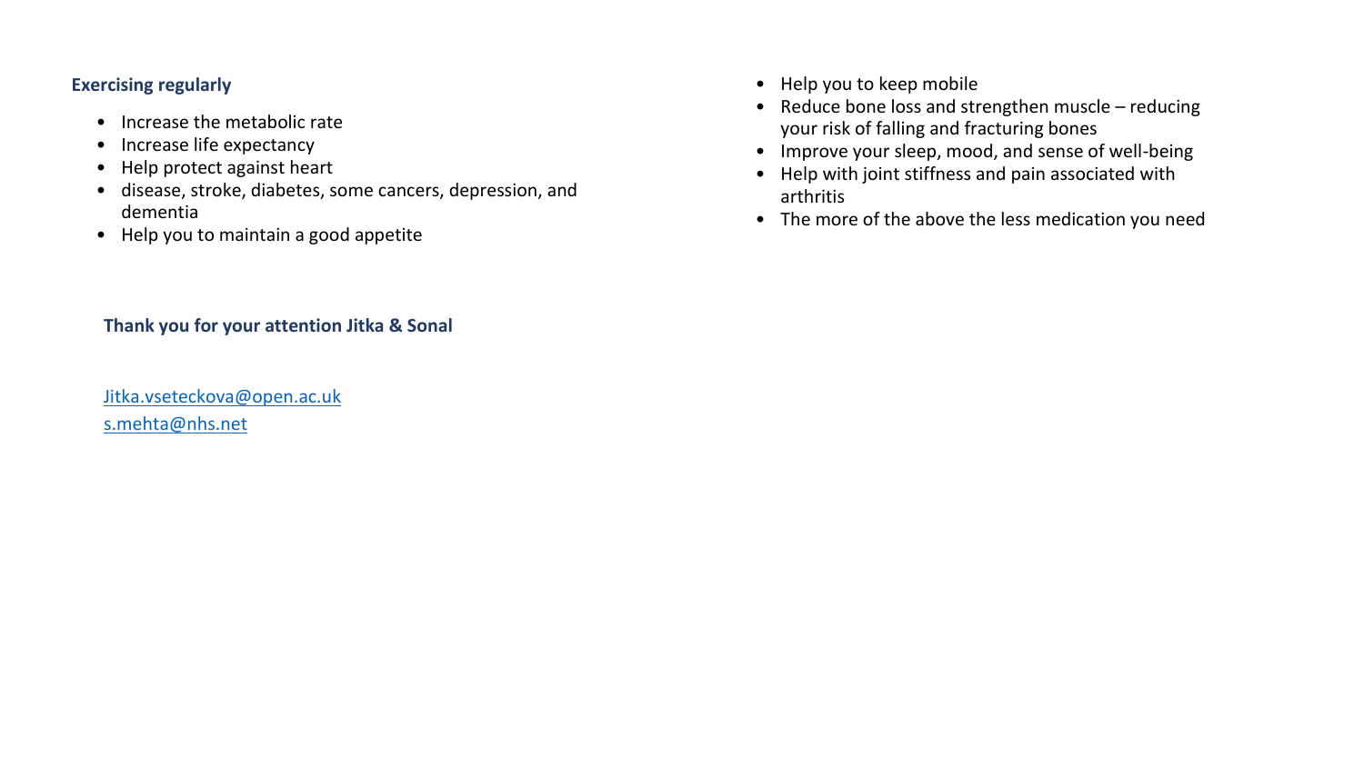**Exercising regularly**

- Increase the metabolic rate
- Increase life expectancy
- Help protect against heart
- disease, stroke, diabetes, some cancers, depression, and dementia
- Help you to maintain a good appetite
- Help you to keep mobile
- Reduce bone loss and strengthen muscle – reducing your risk of falling and fracturing bones
- Improve your sleep, mood, and sense of well-being
- Help with joint stiffness and pain associated with arthritis
- The more of the above the less medication you need

**Thank you for your attention Jitka & Sonal**

Jitka.vseteckova@open.ac.uk
s.mehta@nhs.net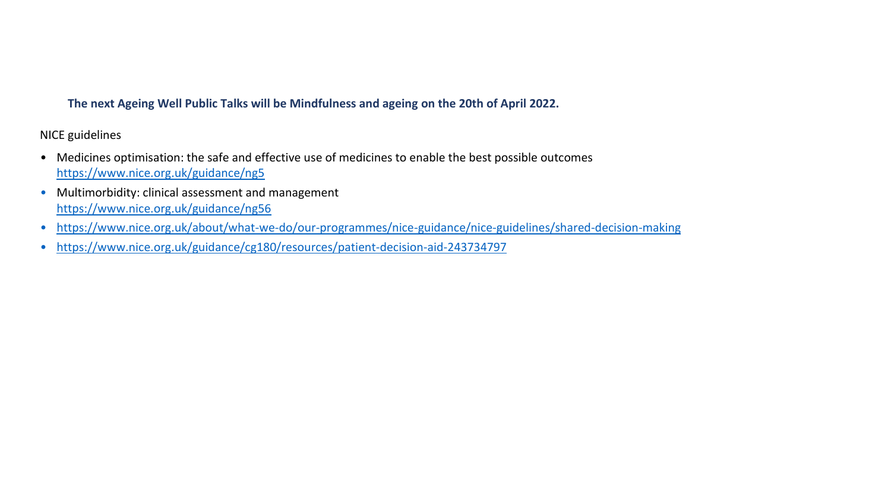**The next Ageing Well Public Talks will be Mindfulness and ageing on the 20th of April 2022.**

NICE guidelines

- Medicines optimisation: the safe and effective use of medicines to enable the best possible outcomes
  https://www.nice.org.uk/guidance/ng5
- Multimorbidity: clinical assessment and management
  https://www.nice.org.uk/guidance/ng56
- https://www.nice.org.uk/about/what-we-do/our-programmes/nice-guidance/nice-guidelines/shared-decision-making
- https://www.nice.org.uk/guidance/cg180/resources/patient-decision-aid-243734797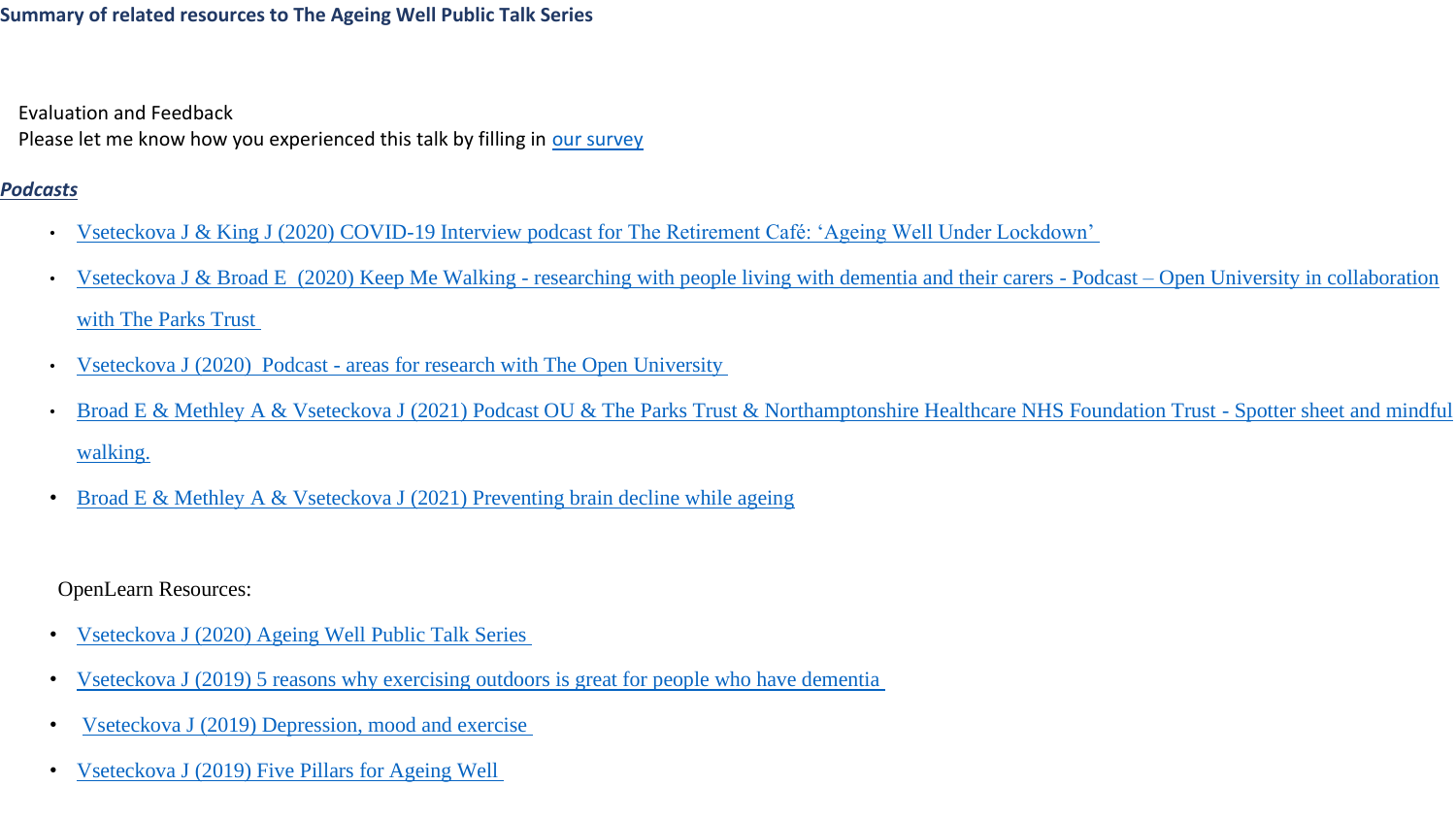**Summary of related resources to The Ageing Well Public Talk Series**

Evaluation and Feedback

Please let me know how you experienced this talk by filling in our survey

***Podcasts***

- Vseteckova J & King J (2020) COVID-19 Interview podcast for The Retirement Café: 'Ageing Well Under Lockdown'
- Vseteckova J & Broad E (2020) Keep Me Walking - researching with people living with dementia and their carers - Podcast – Open University in collaboration with The Parks Trust
- Vseteckova J (2020) Podcast - areas for research with The Open University
- Broad E & Methley A & Vseteckova J (2021) Podcast OU & The Parks Trust & Northamptonshire Healthcare NHS Foundation Trust - Spotter sheet and mindful walking.
- Broad E & Methley A & Vseteckova J (2021) Preventing brain decline while ageing

OpenLearn Resources:

- Vseteckova J (2020) Ageing Well Public Talk Series
- Vseteckova J (2019) 5 reasons why exercising outdoors is great for people who have dementia
- Vseteckova J (2019) Depression, mood and exercise
- Vseteckova J (2019) Five Pillars for Ageing Well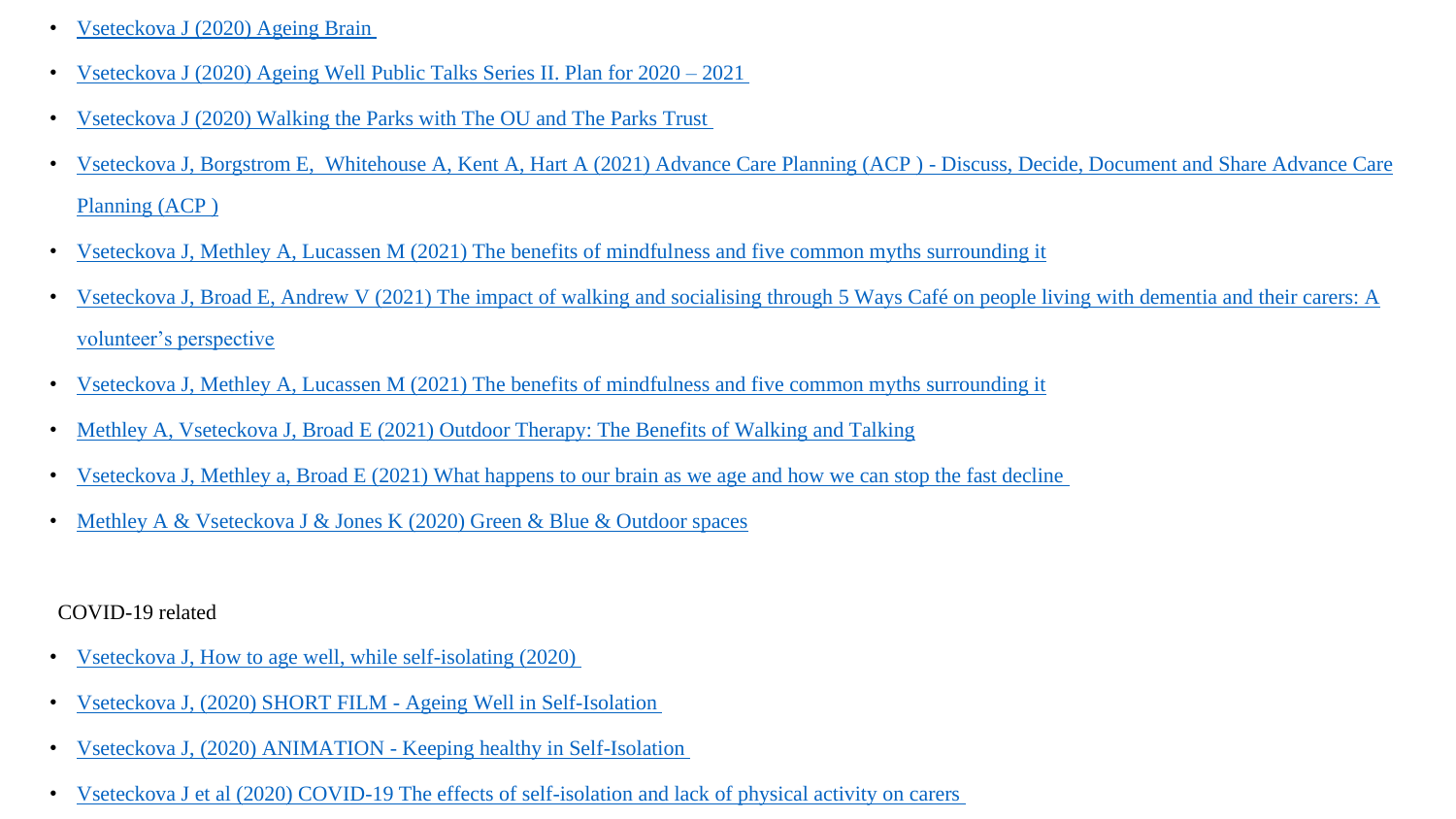- Vseteckova J (2020) Ageing Brain
- Vseteckova J (2020) Ageing Well Public Talks Series II. Plan for 2020 – 2021
- Vseteckova J (2020) Walking the Parks with The OU and The Parks Trust
- Vseteckova J, Borgstrom E, Whitehouse A, Kent A, Hart A (2021) Advance Care Planning (ACP ) - Discuss, Decide, Document and Share Advance Care Planning (ACP )
- Vseteckova J, Methley A, Lucassen M (2021) The benefits of mindfulness and five common myths surrounding it
- Vseteckova J, Broad E, Andrew V (2021) The impact of walking and socialising through 5 Ways Café on people living with dementia and their carers: A volunteer's perspective
- Vseteckova J, Methley A, Lucassen M (2021) The benefits of mindfulness and five common myths surrounding it
- Methley A, Vseteckova J, Broad E (2021) Outdoor Therapy: The Benefits of Walking and Talking
- Vseteckova J, Methley a, Broad E (2021) What happens to our brain as we age and how we can stop the fast decline
- Methley A & Vseteckova J & Jones K (2020) Green & Blue & Outdoor spaces

COVID-19 related

- Vseteckova J, How to age well, while self-isolating (2020)
- Vseteckova J, (2020) SHORT FILM - Ageing Well in Self-Isolation
- Vseteckova J, (2020) ANIMATION - Keeping healthy in Self-Isolation
- Vseteckova J et al (2020) COVID-19 The effects of self-isolation and lack of physical activity on carers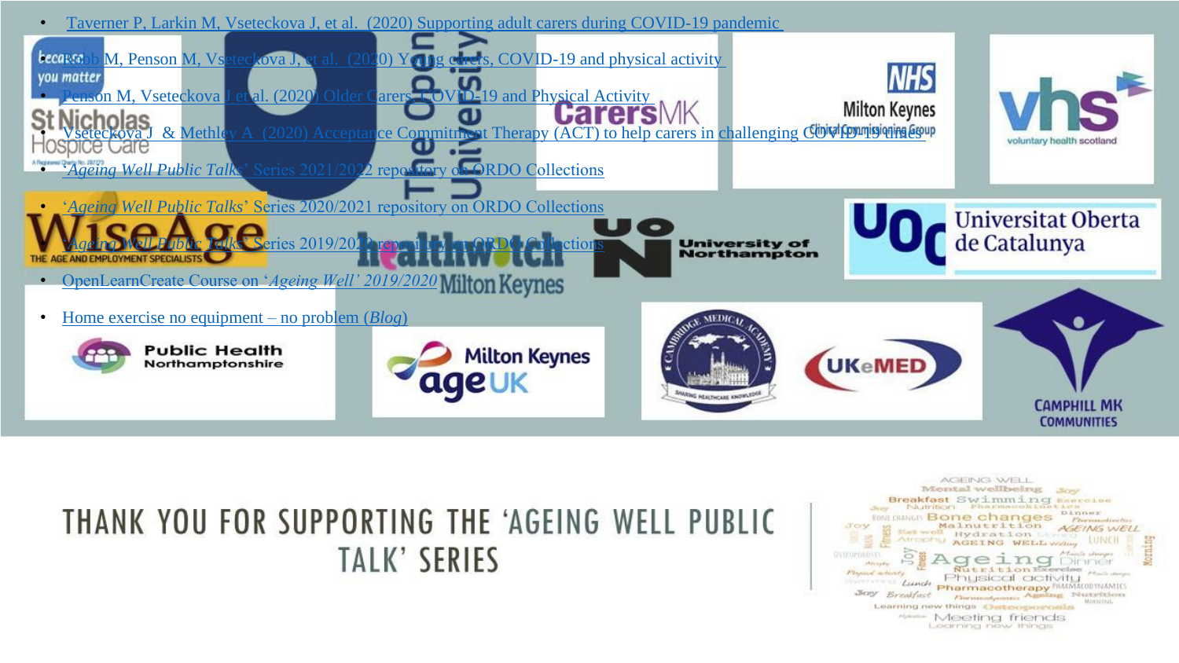- Taverner P, Larkin M, Vseteckova J, et al. (2020) Supporting adult carers during COVID-19 pandemic
- Robb M, Penson M, Vseteckova J, et al. (2020) Young carers, COVID-19 and physical activity
- Penson M, Vseteckova J et al. (2020) Older Carers, COVID-19 and Physical Activity
- Vseteckova J & Methley A (2020) Acceptance Commitment Therapy (ACT) to help carers in challenging COVID-19 times
- '*Ageing Well Public Talks*' Series 2021/2022 repository on ORDO Collections
- '*Ageing Well Public Talks*' Series 2020/2021 repository on ORDO Collections
- '*Ageing Well Public Talks*' Series 2019/2020 repository on ORDO Collections
- OpenLearnCreate Course on '*Ageing Well' 2019/2020*
- Home exercise no equipment – no problem (*Blog*)

# THANK YOU FOR SUPPORTING THE 'AGEING WELL PUBLIC TALK' SERIES